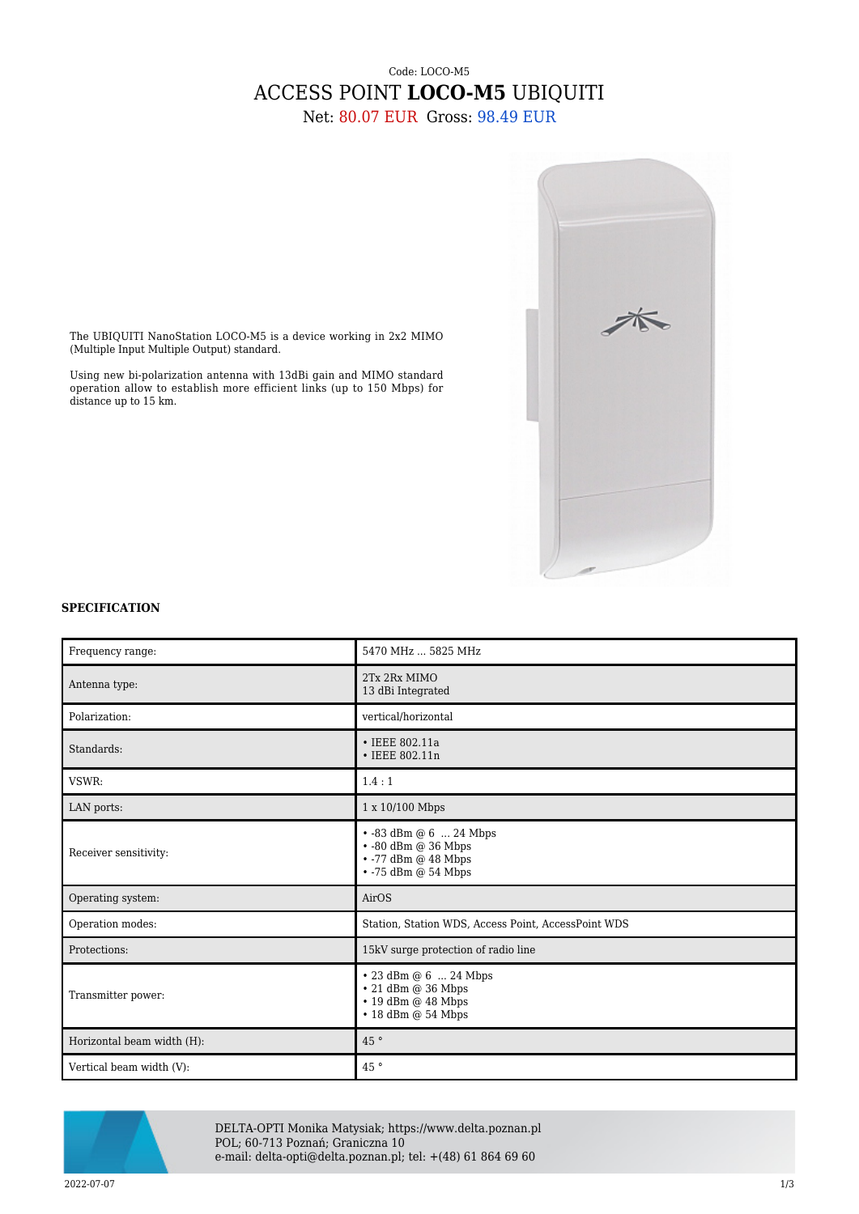Code: LOCO-M5

# ACCESS POINT **LOCO-M5** UBIQUITI

Net: 80.07 EUR Gross: 98.49 EUR

The UBIQUITI NanoStation LOCO-M5 is a device working in 2x2 MIMO (Multiple Input Multiple Output) standard.

Using new bi-polarization antenna with 13dBi gain and MIMO standard operation allow to establish more efficient links (up to 150 Mbps) for distance up to 15 km.

### SPECIFICATION

| | |
|---|---|
| Frequency range: | 5470 MHz ... 5825 MHz |
| Antenna type: | 2Tx 2Rx MIMO<br>13 dBi Integrated |
| Polarization: | vertical/horizontal |
| Standards: | • IEEE 802.11a<br>• IEEE 802.11n |
| VSWR: | 1.4 : 1 |
| LAN ports: | 1 x 10/100 Mbps |
| Receiver sensitivity: | • -83 dBm @ 6 ... 24 Mbps<br>• -80 dBm @ 36 Mbps<br>• -77 dBm @ 48 Mbps<br>• -75 dBm @ 54 Mbps |
| Operating system: | AirOS |
| Operation modes: | Station, Station WDS, Access Point, AccessPoint WDS |
| Protections: | 15kV surge protection of radio line |
| Transmitter power: | • 23 dBm @ 6 ... 24 Mbps<br>• 21 dBm @ 36 Mbps<br>• 19 dBm @ 48 Mbps<br>• 18 dBm @ 54 Mbps |
| Horizontal beam width (H): | 45 ° |
| Vertical beam width (V): | 45 ° |

DELTA-OPTI Monika Matysiak; https://www.delta.poznan.pl
POL; 60-713 Poznań; Graniczna 10
e-mail: delta-opti@delta.poznan.pl; tel: +(48) 61 864 69 60

2022-07-07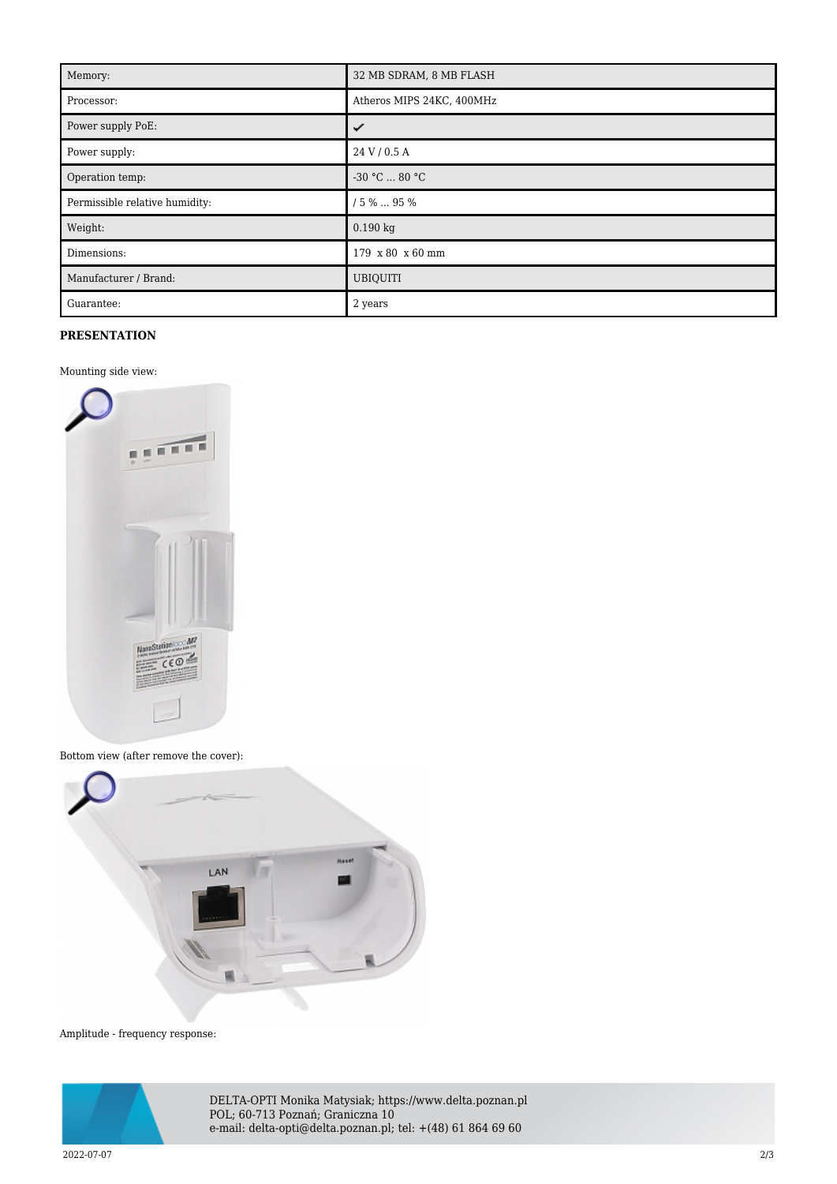| Memory: | 32 MB SDRAM, 8 MB FLASH |
|---|---|
| Processor: | Atheros MIPS 24KC, 400MHz |
| Power supply PoE: | ✓ |
| Power supply: | 24 V / 0.5 A |
| Operation temp: | -30 °C ... 80 °C |
| Permissible relative humidity: | / 5 % ... 95 % |
| Weight: | 0.190 kg |
| Dimensions: | 179 x 80 x 60 mm |
| Manufacturer / Brand: | UBIQUITI |
| Guarantee: | 2 years |

**PRESENTATION**

Mounting side view:

Bottom view (after remove the cover):

Amplitude - frequency response:

DELTA-OPTI Monika Matysiak; https://www.delta.poznan.pl
POL; 60-713 Poznań; Graniczna 10
e-mail: delta-opti@delta.poznan.pl; tel: +(48) 61 864 69 60

2022-07-07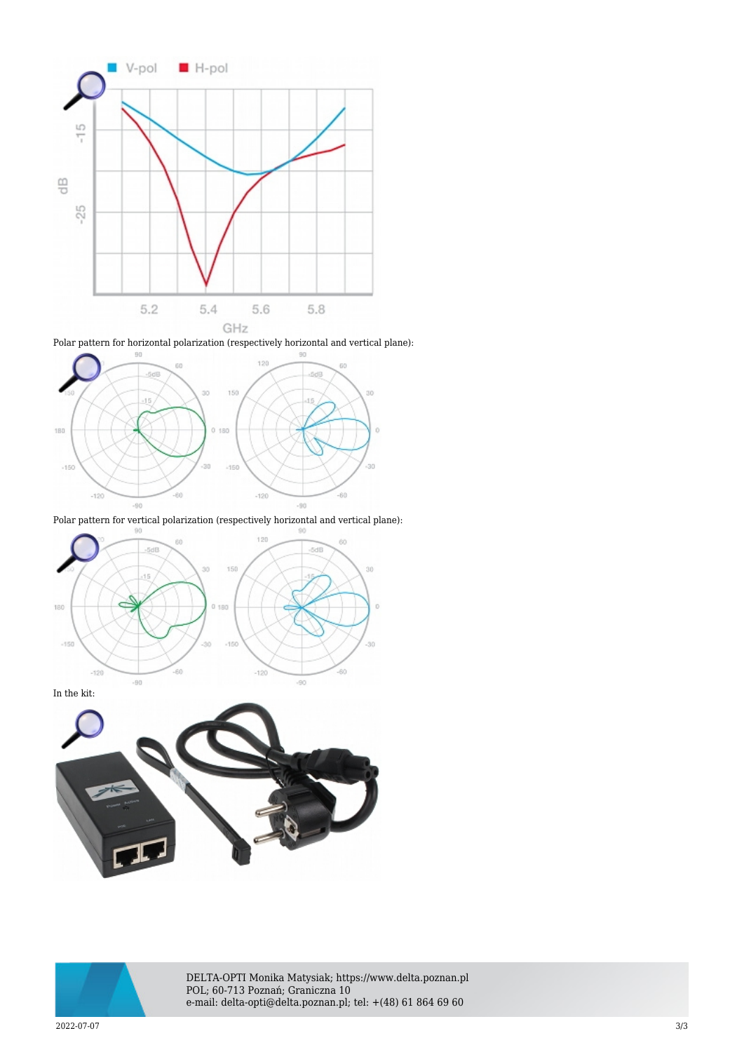V-pol
H-pol

-15
dB
-25

5.2
5.4
5.6
5.8
GHz

Polar pattern for horizontal polarization (respectively horizontal and vertical plane):

Polar pattern for vertical polarization (respectively horizontal and vertical plane):

In the kit:

DELTA-OPTI Monika Matysiak; https://www.delta.poznan.pl
POL; 60-713 Poznań; Graniczna 10
e-mail: delta-opti@delta.poznan.pl; tel: +(48) 61 864 69 60

2022-07-07